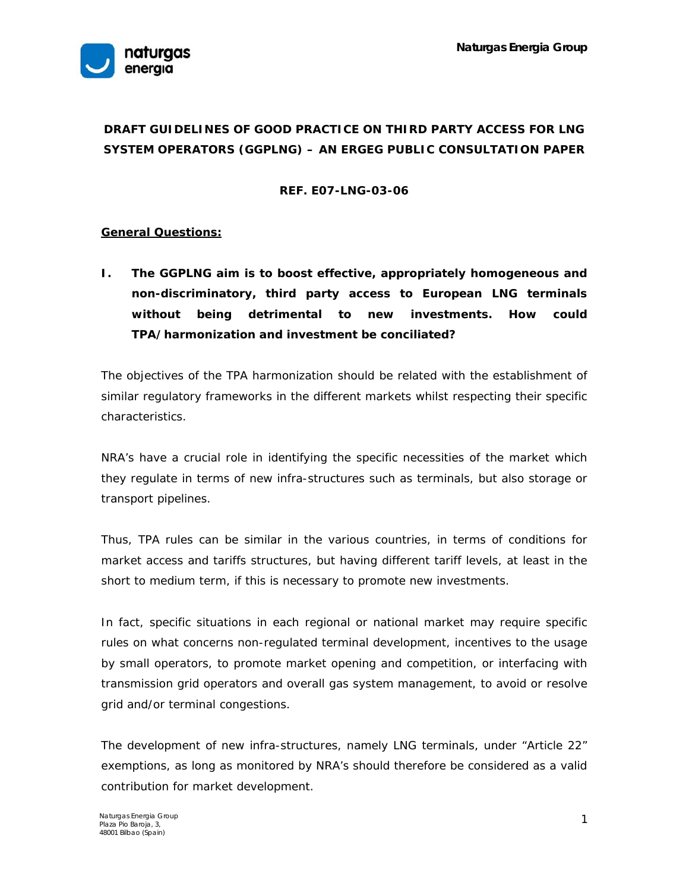# DRAFT GUIDELINES OF GOOD PRACTICE ON THIRD PARTY ACCESS FOR LNG SYSTEM OPERATORS (GGPLNG) – AN ERGEG PUBLIC CONSULTATION PAPER

**REF. E07-LNG-03-06**

## General Questions:

**I. The GGPLNG aim is to boost effective, appropriately homogeneous and non-discriminatory, third party access to European LNG terminals without being detrimental to new investments. How could TPA/harmonization and investment be conciliated?**

The objectives of the TPA harmonization should be related with the establishment of similar regulatory frameworks in the different markets whilst respecting their specific characteristics.

NRA's have a crucial role in identifying the specific necessities of the market which they regulate in terms of new infra-structures such as terminals, but also storage or transport pipelines.

Thus, TPA rules can be similar in the various countries, in terms of conditions for market access and tariffs structures, but having different tariff levels, at least in the short to medium term, if this is necessary to promote new investments.

In fact, specific situations in each regional or national market may require specific rules on what concerns non-regulated terminal development, incentives to the usage by small operators, to promote market opening and competition, or interfacing with transmission grid operators and overall gas system management, to avoid or resolve grid and/or terminal congestions.

The development of new infra-structures, namely LNG terminals, under "Article 22" exemptions, as long as monitored by NRA's should therefore be considered as a valid contribution for market development.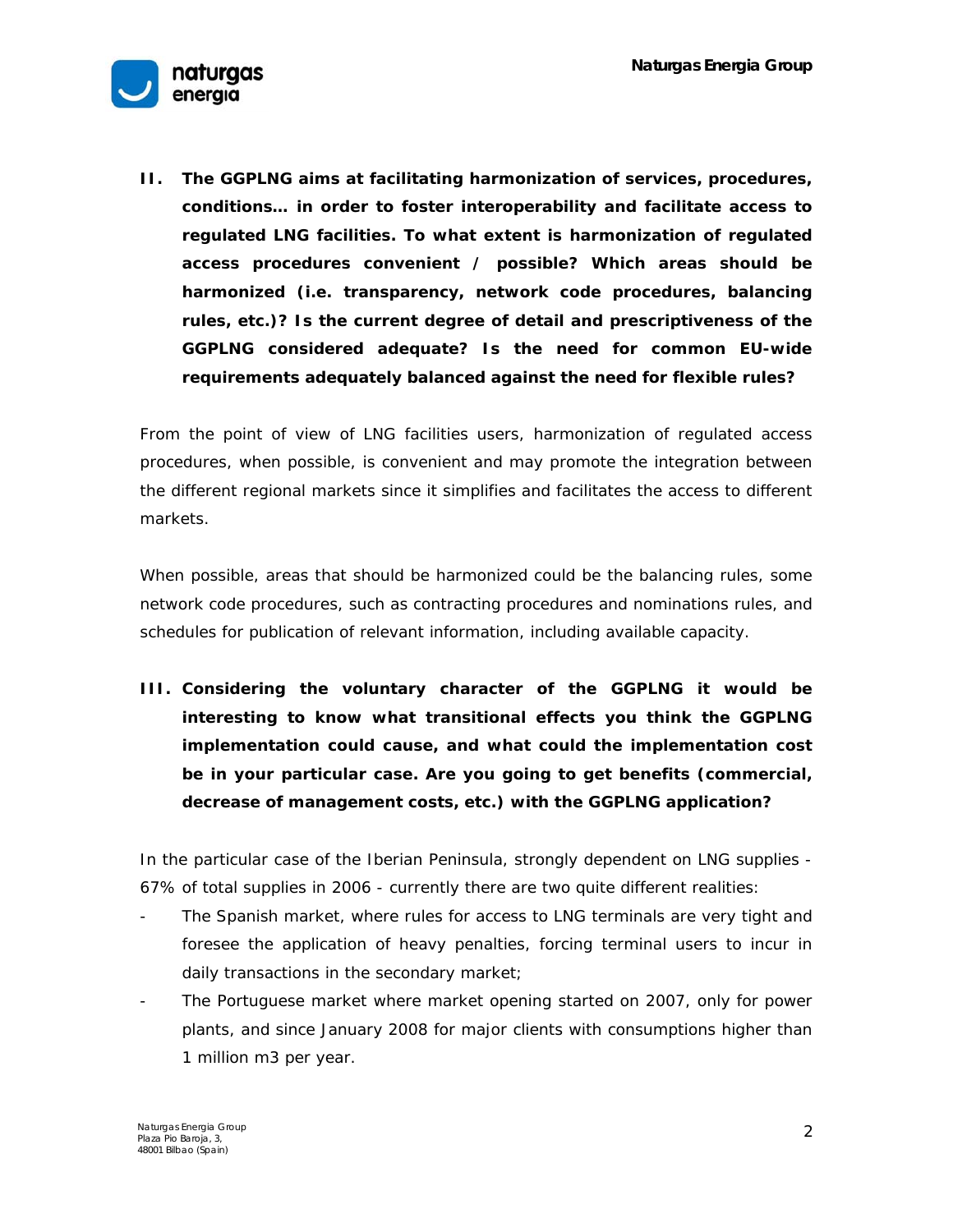**II. The GGPLNG aims at facilitating harmonization of services, procedures, conditions… in order to foster interoperability and facilitate access to regulated LNG facilities. To what extent is harmonization of regulated access procedures convenient / possible? Which areas should be harmonized (i.e. transparency, network code procedures, balancing rules, etc.)? Is the current degree of detail and prescriptiveness of the GGPLNG considered adequate? Is the need for common EU-wide requirements adequately balanced against the need for flexible rules?**

From the point of view of LNG facilities users, harmonization of regulated access procedures, when possible, is convenient and may promote the integration between the different regional markets since it simplifies and facilitates the access to different markets.

When possible, areas that should be harmonized could be the balancing rules, some network code procedures, such as contracting procedures and nominations rules, and schedules for publication of relevant information, including available capacity.

**III. Considering the voluntary character of the GGPLNG it would be interesting to know what transitional effects you think the GGPLNG implementation could cause, and what could the implementation cost be in your particular case. Are you going to get benefits (commercial, decrease of management costs, etc.) with the GGPLNG application?**

In the particular case of the Iberian Peninsula, strongly dependent on LNG supplies - 67% of total supplies in 2006 - currently there are two quite different realities:

- The Spanish market, where rules for access to LNG terminals are very tight and foresee the application of heavy penalties, forcing terminal users to incur in daily transactions in the secondary market;
- The Portuguese market where market opening started on 2007, only for power plants, and since January 2008 for major clients with consumptions higher than 1 million m3 per year.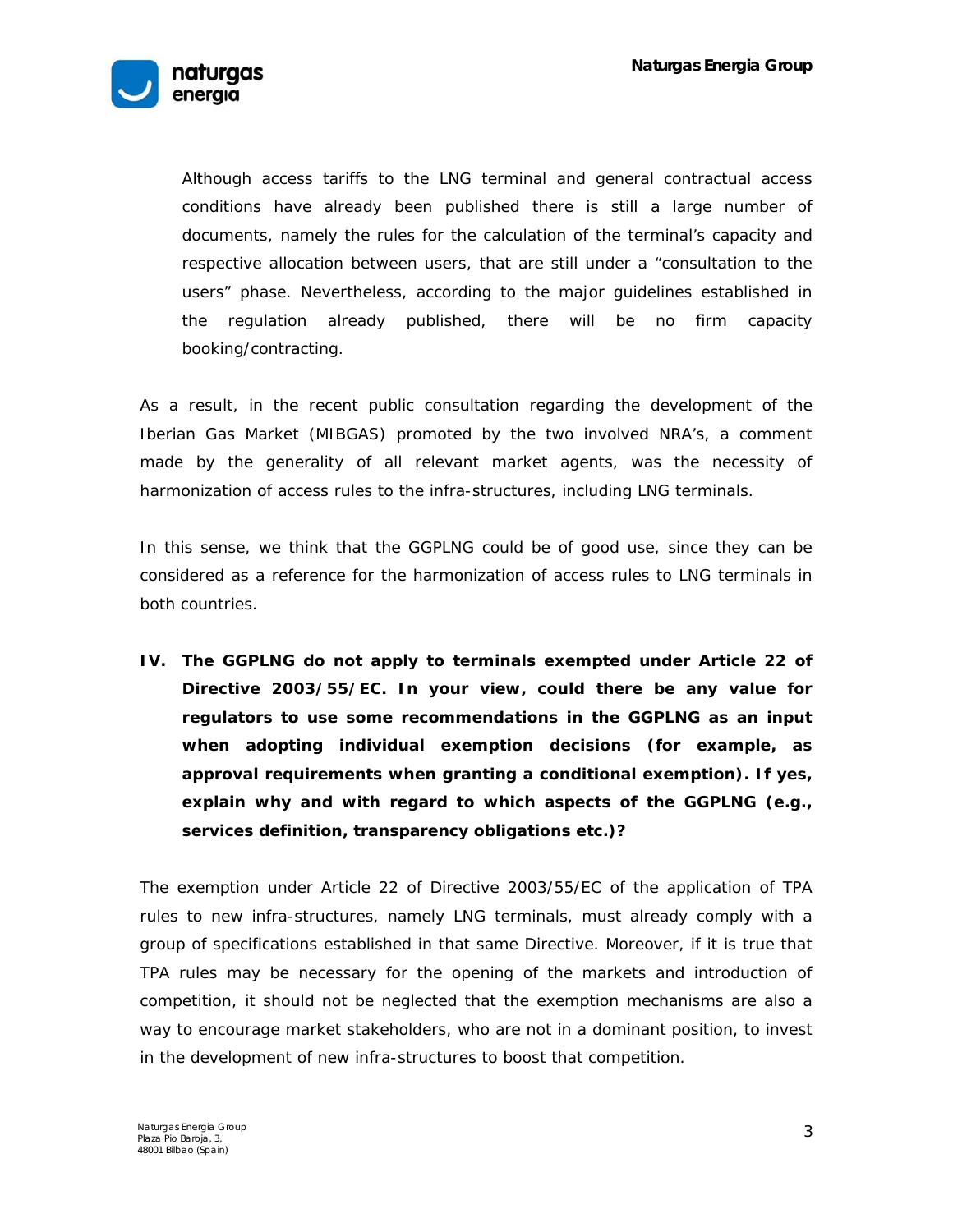Although access tariffs to the LNG terminal and general contractual access conditions have already been published there is still a large number of documents, namely the rules for the calculation of the terminal's capacity and respective allocation between users, that are still under a "consultation to the users" phase. Nevertheless, according to the major guidelines established in the regulation already published, there will be no firm capacity booking/contracting.

As a result, in the recent public consultation regarding the development of the Iberian Gas Market (MIBGAS) promoted by the two involved NRA's, a comment made by the generality of all relevant market agents, was the necessity of harmonization of access rules to the infra-structures, including LNG terminals.

In this sense, we think that the GGPLNG could be of good use, since they can be considered as a reference for the harmonization of access rules to LNG terminals in both countries.

**IV. The GGPLNG do not apply to terminals exempted under Article 22 of Directive 2003/55/EC. In your view, could there be any value for regulators to use some recommendations in the GGPLNG as an input when adopting individual exemption decisions (for example, as approval requirements when granting a conditional exemption). If yes, explain why and with regard to which aspects of the GGPLNG (e.g., services definition, transparency obligations etc.)?**

The exemption under Article 22 of Directive 2003/55/EC of the application of TPA rules to new infra-structures, namely LNG terminals, must already comply with a group of specifications established in that same Directive. Moreover, if it is true that TPA rules may be necessary for the opening of the markets and introduction of competition, it should not be neglected that the exemption mechanisms are also a way to encourage market stakeholders, who are not in a dominant position, to invest in the development of new infra-structures to boost that competition.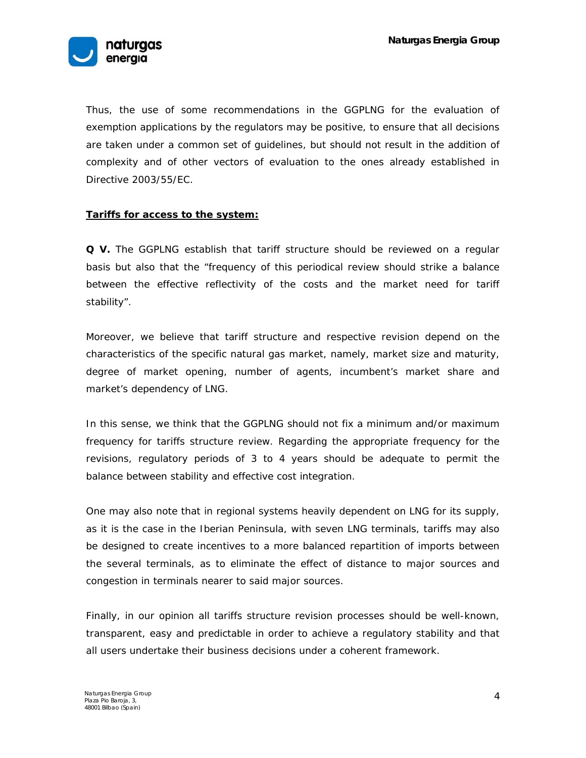Thus, the use of some recommendations in the GGPLNG for the evaluation of exemption applications by the regulators may be positive, to ensure that all decisions are taken under a common set of guidelines, but should not result in the addition of complexity and of other vectors of evaluation to the ones already established in Directive 2003/55/EC.

**Tariffs for access to the system:**

**Q V.** The GGPLNG establish that tariff structure should be reviewed on a regular basis but also that the "frequency of this periodical review should strike a balance between the effective reflectivity of the costs and the market need for tariff stability".

Moreover, we believe that tariff structure and respective revision depend on the characteristics of the specific natural gas market, namely, market size and maturity, degree of market opening, number of agents, incumbent's market share and market's dependency of LNG.

In this sense, we think that the GGPLNG should not fix a minimum and/or maximum frequency for tariffs structure review. Regarding the appropriate frequency for the revisions, regulatory periods of 3 to 4 years should be adequate to permit the balance between stability and effective cost integration.

One may also note that in regional systems heavily dependent on LNG for its supply, as it is the case in the Iberian Peninsula, with seven LNG terminals, tariffs may also be designed to create incentives to a more balanced repartition of imports between the several terminals, as to eliminate the effect of distance to major sources and congestion in terminals nearer to said major sources.

Finally, in our opinion all tariffs structure revision processes should be well-known, transparent, easy and predictable in order to achieve a regulatory stability and that all users undertake their business decisions under a coherent framework.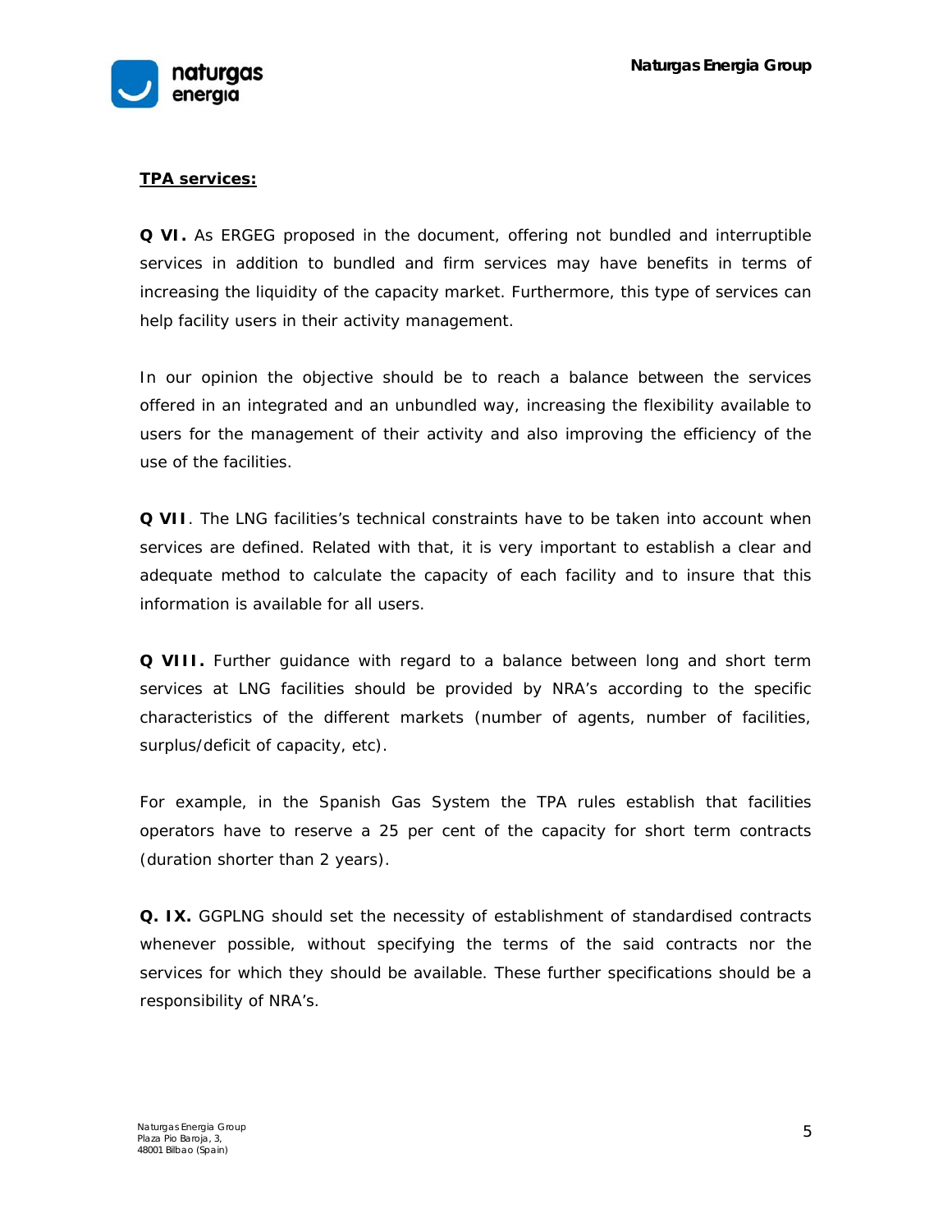**TPA services:**

**Q VI.** As ERGEG proposed in the document, offering not bundled and interruptible services in addition to bundled and firm services may have benefits in terms of increasing the liquidity of the capacity market. Furthermore, this type of services can help facility users in their activity management.

In our opinion the objective should be to reach a balance between the services offered in an integrated and an unbundled way, increasing the flexibility available to users for the management of their activity and also improving the efficiency of the use of the facilities.

**Q VII**. The LNG facilities's technical constraints have to be taken into account when services are defined. Related with that, it is very important to establish a clear and adequate method to calculate the capacity of each facility and to insure that this information is available for all users.

**Q VIII.** Further guidance with regard to a balance between long and short term services at LNG facilities should be provided by NRA's according to the specific characteristics of the different markets (number of agents, number of facilities, surplus/deficit of capacity, etc).

For example, in the Spanish Gas System the TPA rules establish that facilities operators have to reserve a 25 per cent of the capacity for short term contracts (duration shorter than 2 years).

**Q. IX.** GGPLNG should set the necessity of establishment of standardised contracts whenever possible, without specifying the terms of the said contracts nor the services for which they should be available. These further specifications should be a responsibility of NRA's.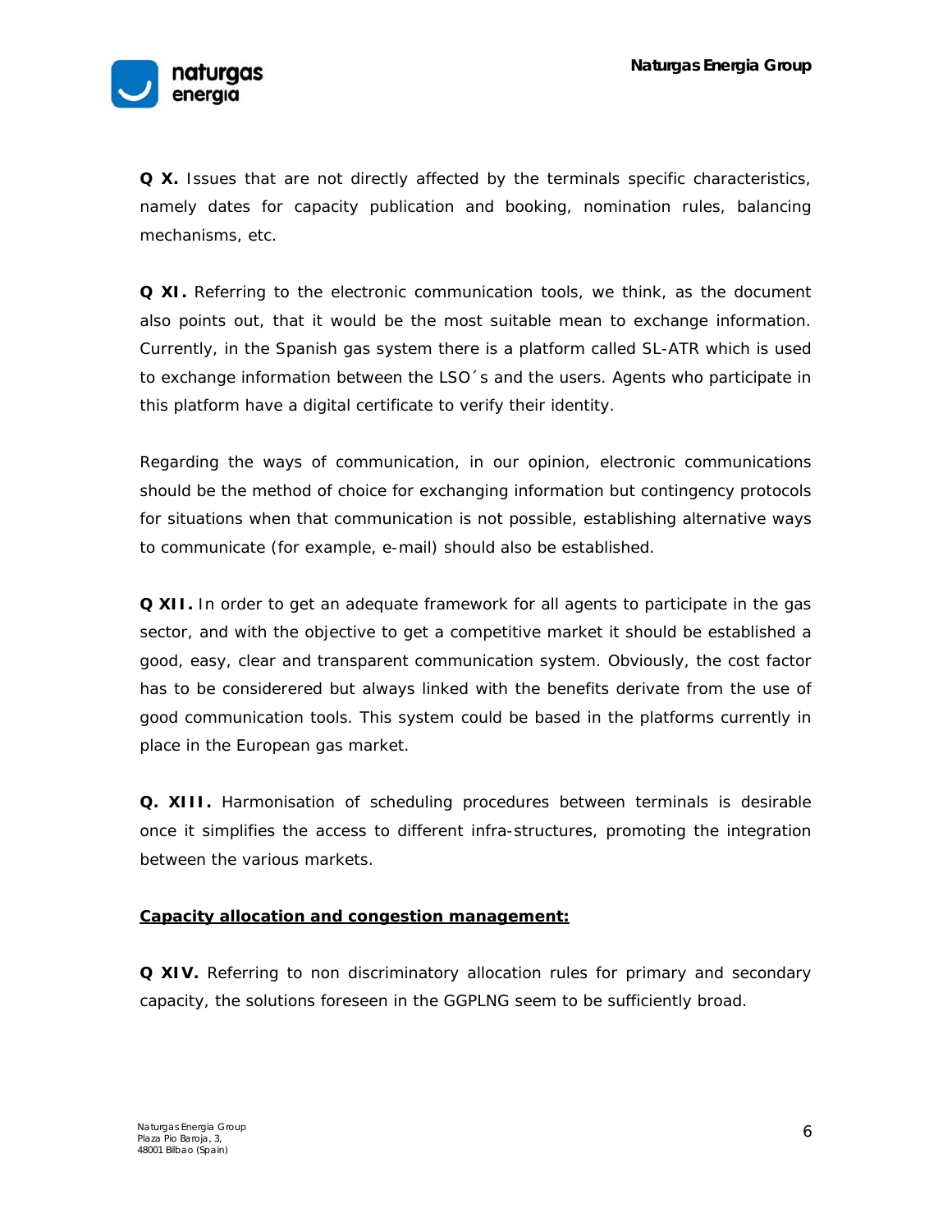**Q X.** Issues that are not directly affected by the terminals specific characteristics, namely dates for capacity publication and booking, nomination rules, balancing mechanisms, etc.

**Q XI.** Referring to the electronic communication tools, we think, as the document also points out, that it would be the most suitable mean to exchange information. Currently, in the Spanish gas system there is a platform called SL-ATR which is used to exchange information between the LSO´s and the users. Agents who participate in this platform have a digital certificate to verify their identity.

Regarding the ways of communication, in our opinion, electronic communications should be the method of choice for exchanging information but contingency protocols for situations when that communication is not possible, establishing alternative ways to communicate (for example, e-mail) should also be established.

**Q XII.** In order to get an adequate framework for all agents to participate in the gas sector, and with the objective to get a competitive market it should be established a good, easy, clear and transparent communication system. Obviously, the cost factor has to be considerered but always linked with the benefits derivate from the use of good communication tools. This system could be based in the platforms currently in place in the European gas market.

**Q. XIII.** Harmonisation of scheduling procedures between terminals is desirable once it simplifies the access to different infra-structures, promoting the integration between the various markets.

**Capacity allocation and congestion management:**

**Q XIV.** Referring to non discriminatory allocation rules for primary and secondary capacity, the solutions foreseen in the GGPLNG seem to be sufficiently broad.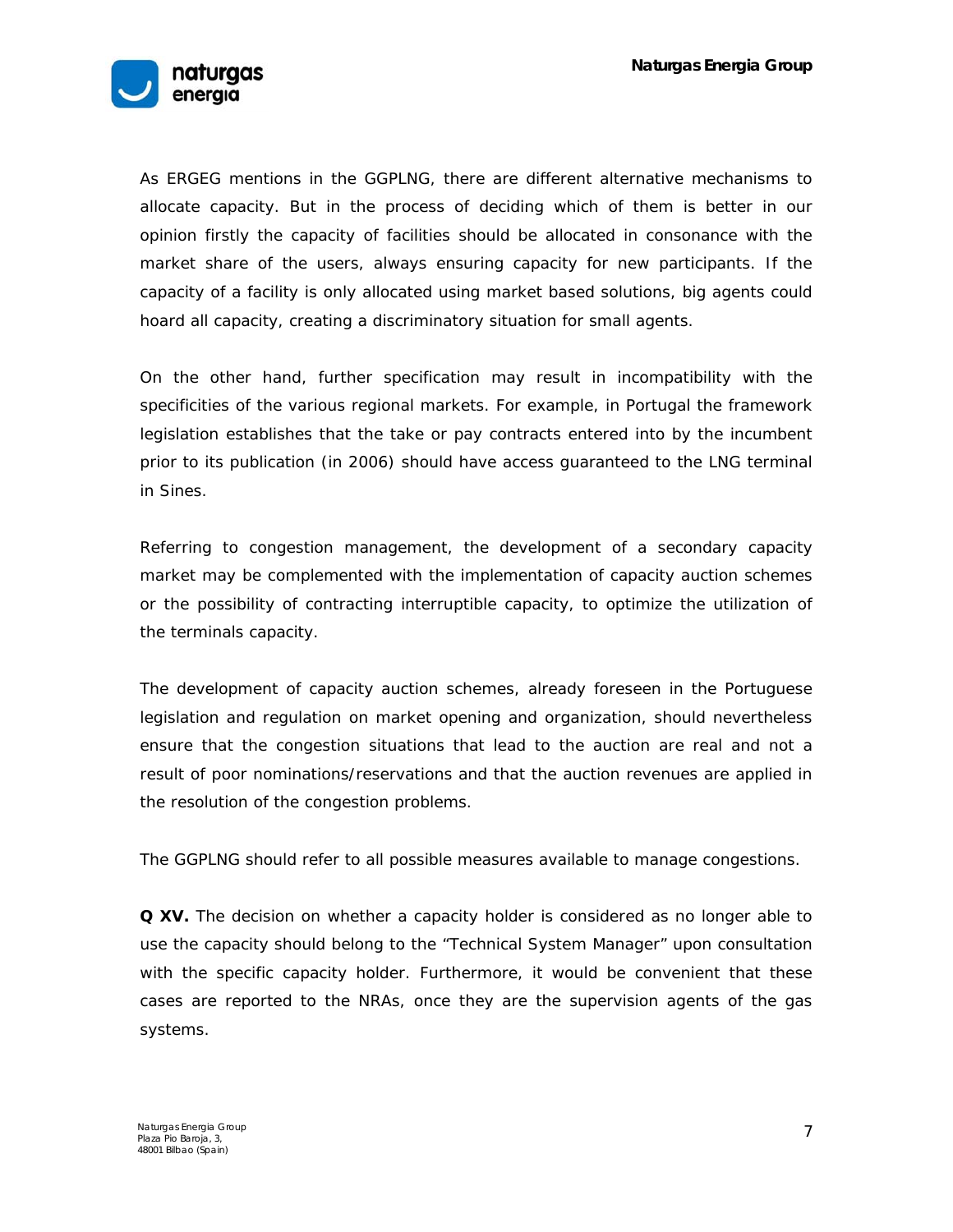As ERGEG mentions in the GGPLNG, there are different alternative mechanisms to allocate capacity. But in the process of deciding which of them is better in our opinion firstly the capacity of facilities should be allocated in consonance with the market share of the users, always ensuring capacity for new participants. If the capacity of a facility is only allocated using market based solutions, big agents could hoard all capacity, creating a discriminatory situation for small agents.

On the other hand, further specification may result in incompatibility with the specificities of the various regional markets. For example, in Portugal the framework legislation establishes that the take or pay contracts entered into by the incumbent prior to its publication (in 2006) should have access guaranteed to the LNG terminal in Sines.

Referring to congestion management, the development of a secondary capacity market may be complemented with the implementation of capacity auction schemes or the possibility of contracting interruptible capacity, to optimize the utilization of the terminals capacity.

The development of capacity auction schemes, already foreseen in the Portuguese legislation and regulation on market opening and organization, should nevertheless ensure that the congestion situations that lead to the auction are real and not a result of poor nominations/reservations and that the auction revenues are applied in the resolution of the congestion problems.

The GGPLNG should refer to all possible measures available to manage congestions.

**Q XV.** The decision on whether a capacity holder is considered as no longer able to use the capacity should belong to the "Technical System Manager" upon consultation with the specific capacity holder. Furthermore, it would be convenient that these cases are reported to the NRAs, once they are the supervision agents of the gas systems.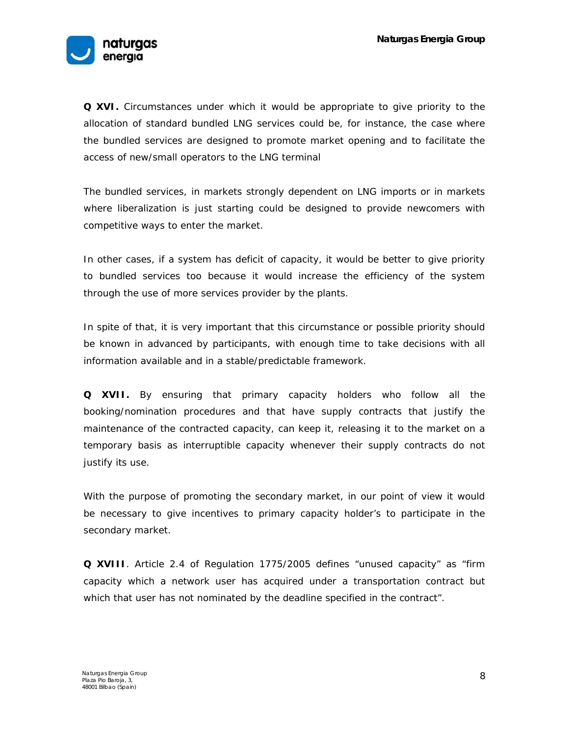**Q XVI.** Circumstances under which it would be appropriate to give priority to the allocation of standard bundled LNG services could be, for instance, the case where the bundled services are designed to promote market opening and to facilitate the access of new/small operators to the LNG terminal

The bundled services, in markets strongly dependent on LNG imports or in markets where liberalization is just starting could be designed to provide newcomers with competitive ways to enter the market.

In other cases, if a system has deficit of capacity, it would be better to give priority to bundled services too because it would increase the efficiency of the system through the use of more services provider by the plants.

In spite of that, it is very important that this circumstance or possible priority should be known in advanced by participants, with enough time to take decisions with all information available and in a stable/predictable framework.

**Q XVII.** By ensuring that primary capacity holders who follow all the booking/nomination procedures and that have supply contracts that justify the maintenance of the contracted capacity, can keep it, releasing it to the market on a temporary basis as interruptible capacity whenever their supply contracts do not justify its use.

With the purpose of promoting the secondary market, in our point of view it would be necessary to give incentives to primary capacity holder's to participate in the secondary market.

**Q XVIII**. Article 2.4 of Regulation 1775/2005 defines "unused capacity" as "firm capacity which a network user has acquired under a transportation contract but which that user has not nominated by the deadline specified in the contract".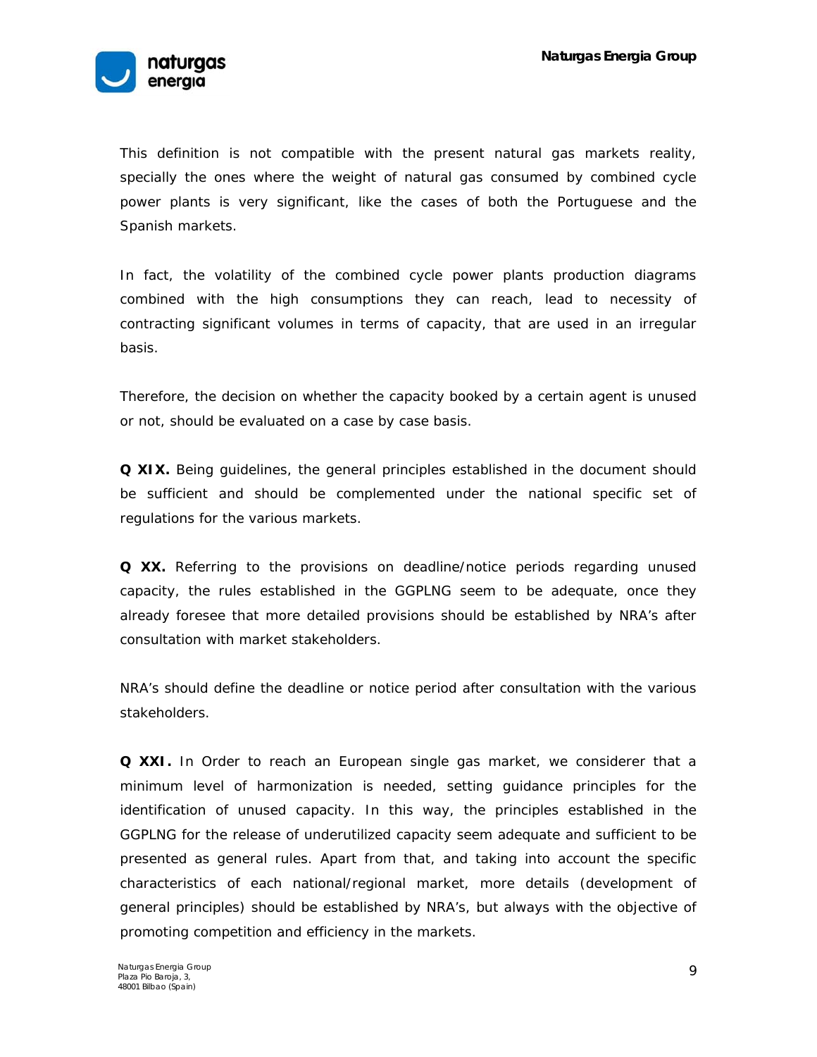This definition is not compatible with the present natural gas markets reality, specially the ones where the weight of natural gas consumed by combined cycle power plants is very significant, like the cases of both the Portuguese and the Spanish markets.

In fact, the volatility of the combined cycle power plants production diagrams combined with the high consumptions they can reach, lead to necessity of contracting significant volumes in terms of capacity, that are used in an irregular basis.

Therefore, the decision on whether the capacity booked by a certain agent is unused or not, should be evaluated on a case by case basis.

**Q XIX.** Being guidelines, the general principles established in the document should be sufficient and should be complemented under the national specific set of regulations for the various markets.

**Q XX.** Referring to the provisions on deadline/notice periods regarding unused capacity, the rules established in the GGPLNG seem to be adequate, once they already foresee that more detailed provisions should be established by NRA's after consultation with market stakeholders.

NRA's should define the deadline or notice period after consultation with the various stakeholders.

**Q XXI.** In Order to reach an European single gas market, we considerer that a minimum level of harmonization is needed, setting guidance principles for the identification of unused capacity. In this way, the principles established in the GGPLNG for the release of underutilized capacity seem adequate and sufficient to be presented as general rules. Apart from that, and taking into account the specific characteristics of each national/regional market, more details (development of general principles) should be established by NRA's, but always with the objective of promoting competition and efficiency in the markets.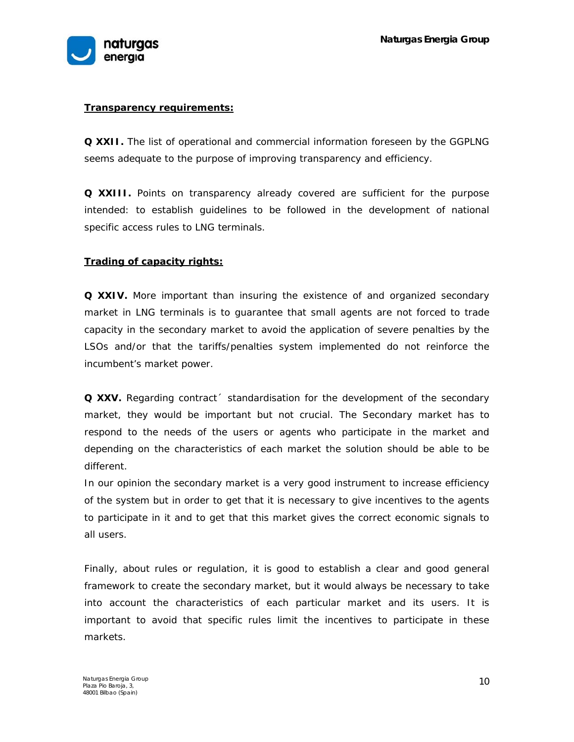**Transparency requirements:**

**Q XXII.** The list of operational and commercial information foreseen by the GGPLNG seems adequate to the purpose of improving transparency and efficiency.

**Q XXIII.** Points on transparency already covered are sufficient for the purpose intended: to establish guidelines to be followed in the development of national specific access rules to LNG terminals.

**Trading of capacity rights:**

**Q XXIV.** More important than insuring the existence of and organized secondary market in LNG terminals is to guarantee that small agents are not forced to trade capacity in the secondary market to avoid the application of severe penalties by the LSOs and/or that the tariffs/penalties system implemented do not reinforce the incumbent's market power.

**Q XXV.** Regarding contract´ standardisation for the development of the secondary market, they would be important but not crucial. The Secondary market has to respond to the needs of the users or agents who participate in the market and depending on the characteristics of each market the solution should be able to be different.

In our opinion the secondary market is a very good instrument to increase efficiency of the system but in order to get that it is necessary to give incentives to the agents to participate in it and to get that this market gives the correct economic signals to all users.

Finally, about rules or regulation, it is good to establish a clear and good general framework to create the secondary market, but it would always be necessary to take into account the characteristics of each particular market and its users. It is important to avoid that specific rules limit the incentives to participate in these markets.